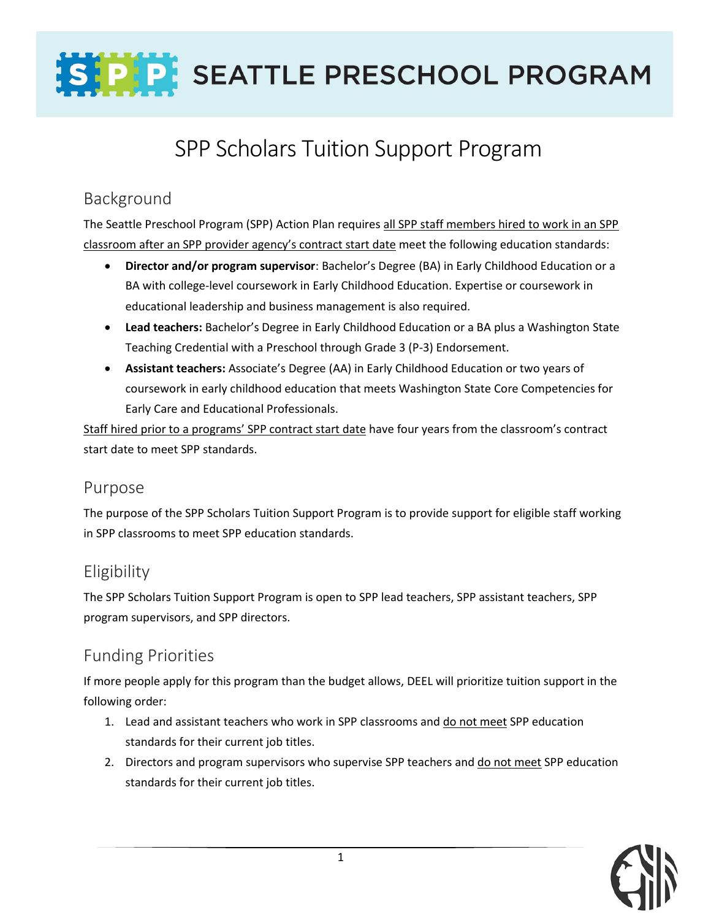# SEATTLE PRESCHOOL PROGRAM

# SPP Scholars Tuition Support Program

## Background

The Seattle Preschool Program (SPP) Action Plan requires all SPP staff members hired to work in an SPP classroom after an SPP provider agency's contract start date meet the following education standards:

- **Director and/or program supervisor**: Bachelor's Degree (BA) in Early Childhood Education or a BA with college-level coursework in Early Childhood Education. Expertise or coursework in educational leadership and business management is also required.
- **Lead teachers:** Bachelor's Degree in Early Childhood Education or a BA plus a Washington State Teaching Credential with a Preschool through Grade 3 (P-3) Endorsement.
- **Assistant teachers:** Associate's Degree (AA) in Early Childhood Education or two years of coursework in early childhood education that meets Washington State Core Competencies for Early Care and Educational Professionals.

Staff hired prior to a programs' SPP contract start date have four years from the classroom's contract start date to meet SPP standards.

## Purpose

The purpose of the SPP Scholars Tuition Support Program is to provide support for eligible staff working in SPP classrooms to meet SPP education standards.

## Eligibility

The SPP Scholars Tuition Support Program is open to SPP lead teachers, SPP assistant teachers, SPP program supervisors, and SPP directors.

## Funding Priorities

If more people apply for this program than the budget allows, DEEL will prioritize tuition support in the following order:

1. Lead and assistant teachers who work in SPP classrooms and do not meet SPP education standards for their current job titles.
2. Directors and program supervisors who supervise SPP teachers and do not meet SPP education standards for their current job titles.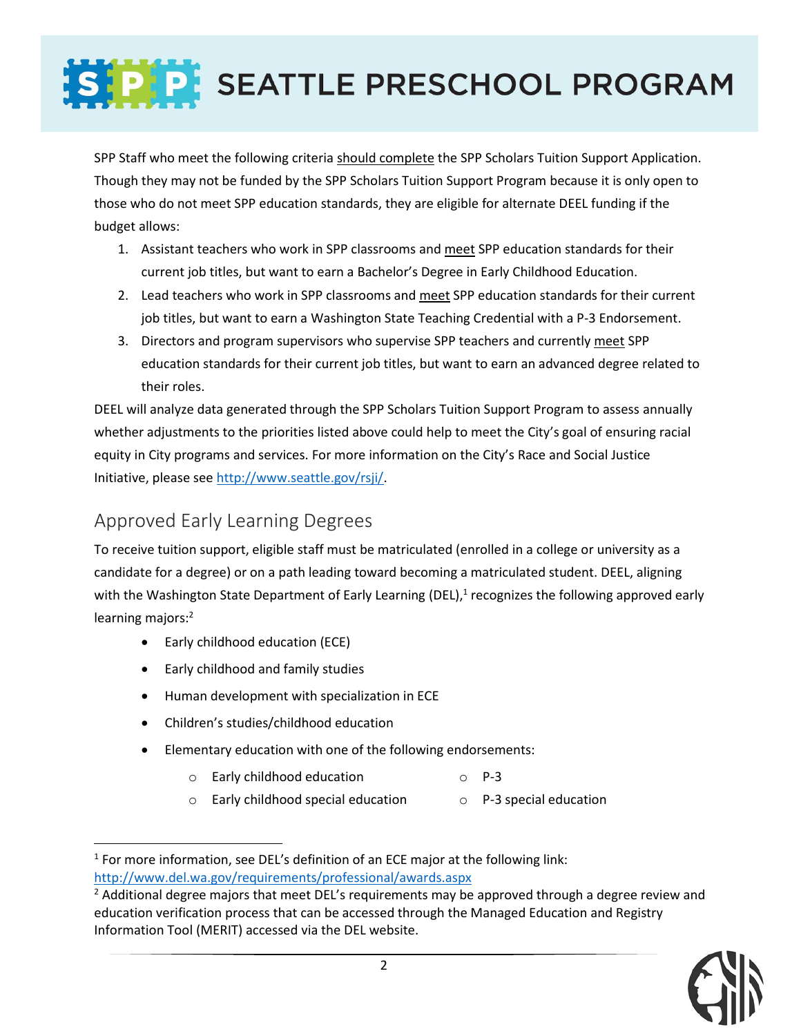SPP Staff who meet the following criteria should complete the SPP Scholars Tuition Support Application. Though they may not be funded by the SPP Scholars Tuition Support Program because it is only open to those who do not meet SPP education standards, they are eligible for alternate DEEL funding if the budget allows:

1. Assistant teachers who work in SPP classrooms and meet SPP education standards for their current job titles, but want to earn a Bachelor's Degree in Early Childhood Education.
2. Lead teachers who work in SPP classrooms and meet SPP education standards for their current job titles, but want to earn a Washington State Teaching Credential with a P-3 Endorsement.
3. Directors and program supervisors who supervise SPP teachers and currently meet SPP education standards for their current job titles, but want to earn an advanced degree related to their roles.

DEEL will analyze data generated through the SPP Scholars Tuition Support Program to assess annually whether adjustments to the priorities listed above could help to meet the City's goal of ensuring racial equity in City programs and services. For more information on the City's Race and Social Justice Initiative, please see http://www.seattle.gov/rsji/.

## Approved Early Learning Degrees

To receive tuition support, eligible staff must be matriculated (enrolled in a college or university as a candidate for a degree) or on a path leading toward becoming a matriculated student. DEEL, aligning with the Washington State Department of Early Learning (DEL),[1] recognizes the following approved early learning majors:[2]

- Early childhood education (ECE)
- Early childhood and family studies
- Human development with specialization in ECE
- Children's studies/childhood education
- Elementary education with one of the following endorsements:
    - Early childhood education
    - Early childhood special education
    - P-3
    - P-3 special education

[1] For more information, see DEL's definition of an ECE major at the following link: http://www.del.wa.gov/requirements/professional/awards.aspx

[2] Additional degree majors that meet DEL's requirements may be approved through a degree review and education verification process that can be accessed through the Managed Education and Registry Information Tool (MERIT) accessed via the DEL website.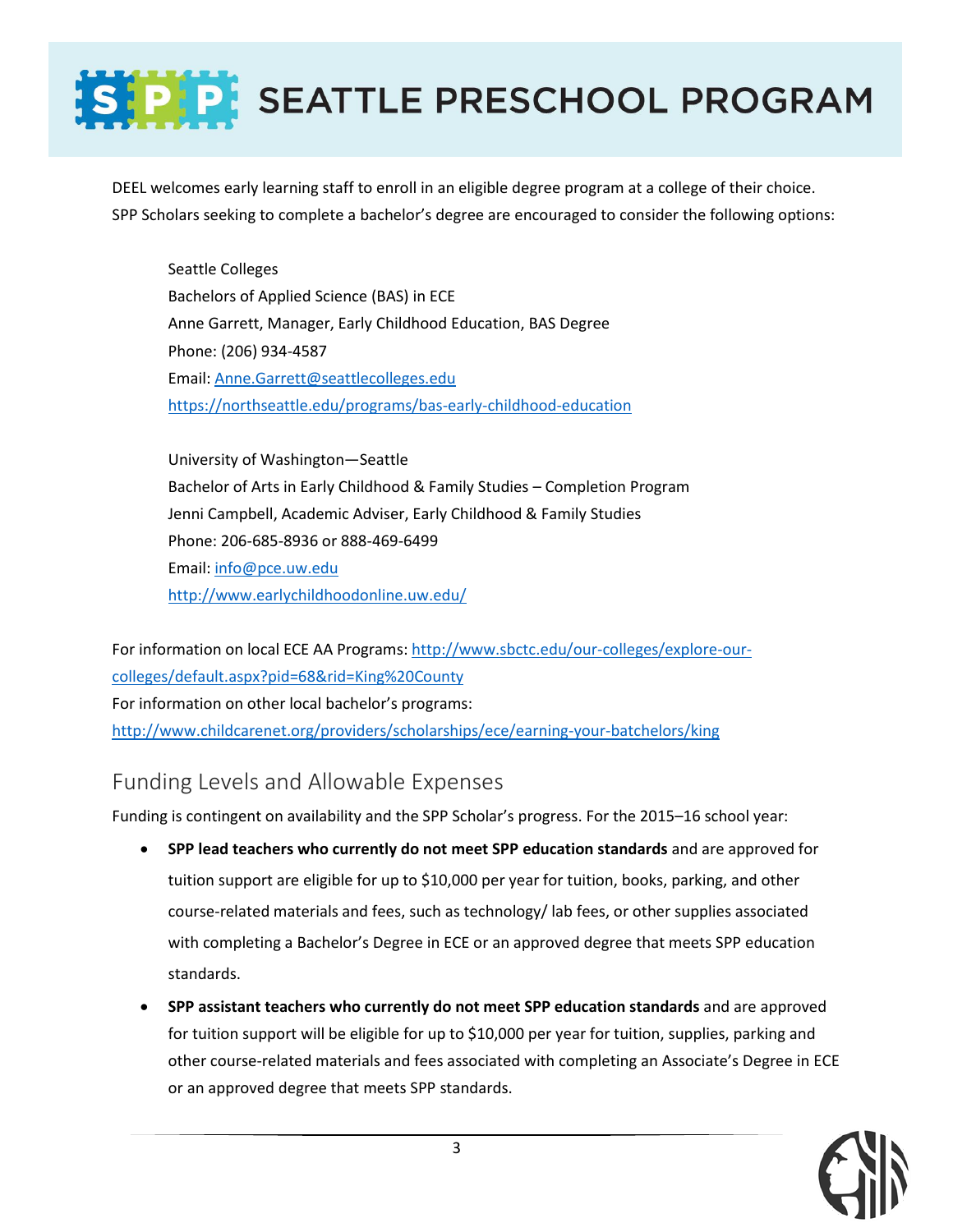DEEL welcomes early learning staff to enroll in an eligible degree program at a college of their choice. SPP Scholars seeking to complete a bachelor's degree are encouraged to consider the following options:

Seattle Colleges
Bachelors of Applied Science (BAS) in ECE
Anne Garrett, Manager, Early Childhood Education, BAS Degree
Phone: (206) 934-4587
Email: Anne.Garrett@seattlecolleges.edu
https://northseattle.edu/programs/bas-early-childhood-education

University of Washington—Seattle
Bachelor of Arts in Early Childhood & Family Studies – Completion Program
Jenni Campbell, Academic Adviser, Early Childhood & Family Studies
Phone: 206-685-8936 or 888-469-6499
Email: info@pce.uw.edu
http://www.earlychildhoodonline.uw.edu/

For information on local ECE AA Programs: http://www.sbctc.edu/our-colleges/explore-our-colleges/default.aspx?pid=68&rid=King%20County
For information on other local bachelor's programs:
http://www.childcarenet.org/providers/scholarships/ece/earning-your-batchelors/king

## Funding Levels and Allowable Expenses

Funding is contingent on availability and the SPP Scholar's progress. For the 2015–16 school year:

- **SPP lead teachers who currently do not meet SPP education standards** and are approved for tuition support are eligible for up to $10,000 per year for tuition, books, parking, and other course-related materials and fees, such as technology/ lab fees, or other supplies associated with completing a Bachelor's Degree in ECE or an approved degree that meets SPP education standards.
- **SPP assistant teachers who currently do not meet SPP education standards** and are approved for tuition support will be eligible for up to $10,000 per year for tuition, supplies, parking and other course-related materials and fees associated with completing an Associate's Degree in ECE or an approved degree that meets SPP standards.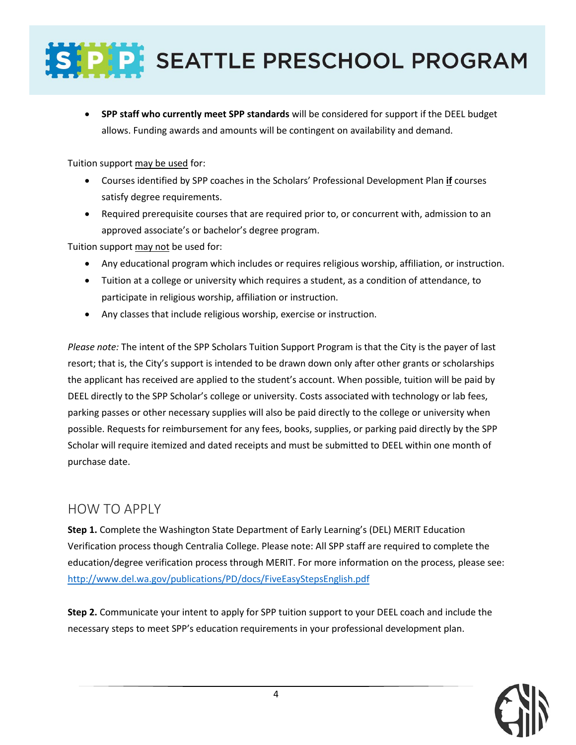- **SPP staff who currently meet SPP standards** will be considered for support if the DEEL budget allows. Funding awards and amounts will be contingent on availability and demand.

Tuition support may be used for:

- Courses identified by SPP coaches in the Scholars' Professional Development Plan **if** courses satisfy degree requirements.
- Required prerequisite courses that are required prior to, or concurrent with, admission to an approved associate's or bachelor's degree program.

Tuition support may not be used for:

- Any educational program which includes or requires religious worship, affiliation, or instruction.
- Tuition at a college or university which requires a student, as a condition of attendance, to participate in religious worship, affiliation or instruction.
- Any classes that include religious worship, exercise or instruction.

*Please note:* The intent of the SPP Scholars Tuition Support Program is that the City is the payer of last resort; that is, the City's support is intended to be drawn down only after other grants or scholarships the applicant has received are applied to the student's account. When possible, tuition will be paid by DEEL directly to the SPP Scholar's college or university. Costs associated with technology or lab fees, parking passes or other necessary supplies will also be paid directly to the college or university when possible. Requests for reimbursement for any fees, books, supplies, or parking paid directly by the SPP Scholar will require itemized and dated receipts and must be submitted to DEEL within one month of purchase date.

## HOW TO APPLY

**Step 1.** Complete the Washington State Department of Early Learning's (DEL) MERIT Education Verification process though Centralia College. Please note: All SPP staff are required to complete the education/degree verification process through MERIT. For more information on the process, please see: http://www.del.wa.gov/publications/PD/docs/FiveEasyStepsEnglish.pdf

**Step 2.** Communicate your intent to apply for SPP tuition support to your DEEL coach and include the necessary steps to meet SPP's education requirements in your professional development plan.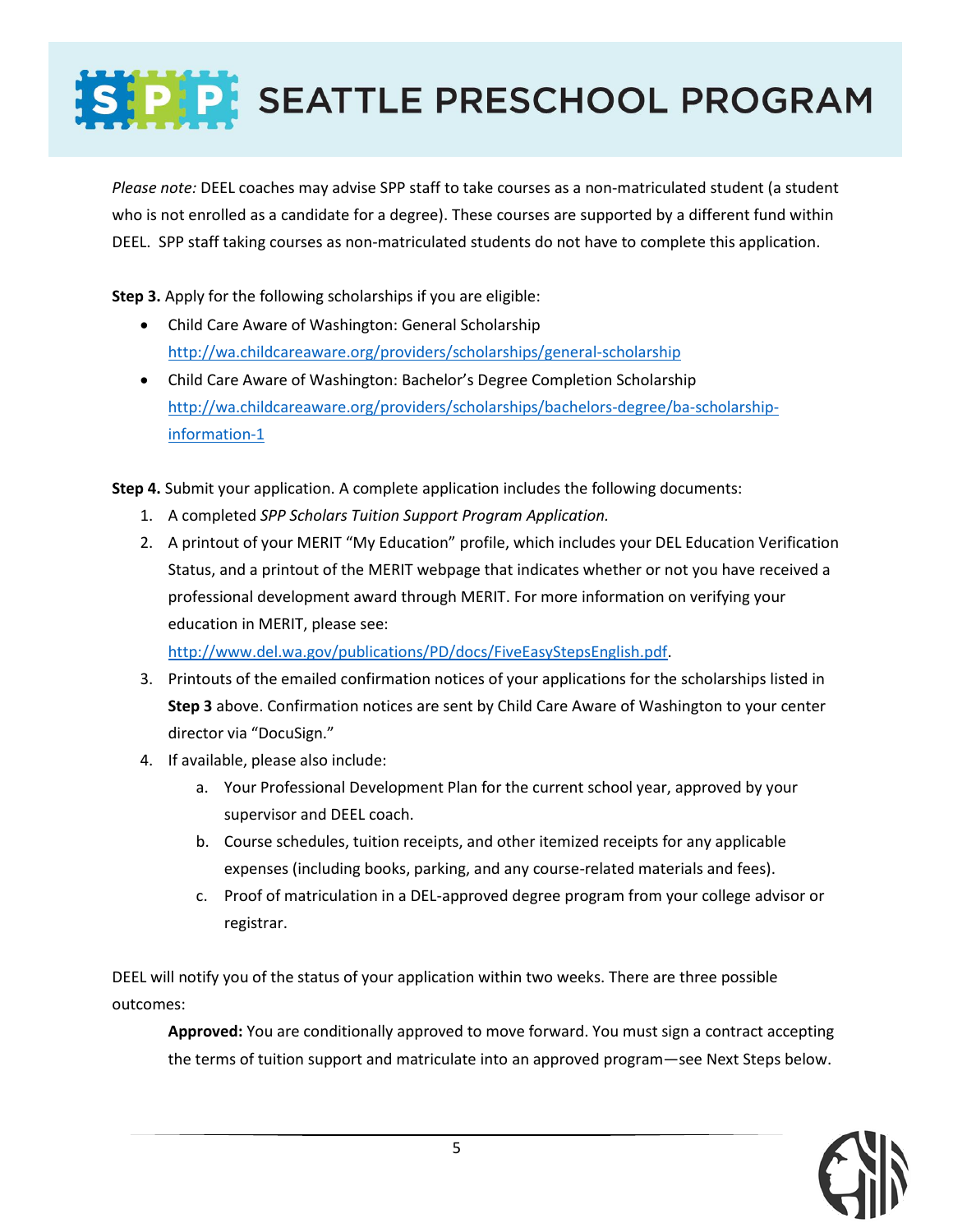*Please note:* DEEL coaches may advise SPP staff to take courses as a non-matriculated student (a student who is not enrolled as a candidate for a degree). These courses are supported by a different fund within DEEL. SPP staff taking courses as non-matriculated students do not have to complete this application.

**Step 3.** Apply for the following scholarships if you are eligible:

- Child Care Aware of Washington: General Scholarship
  http://wa.childcareaware.org/providers/scholarships/general-scholarship
- Child Care Aware of Washington: Bachelor's Degree Completion Scholarship
  http://wa.childcareaware.org/providers/scholarships/bachelors-degree/ba-scholarship-information-1

**Step 4.** Submit your application. A complete application includes the following documents:

1. A completed *SPP Scholars Tuition Support Program Application.*
2. A printout of your MERIT "My Education" profile, which includes your DEL Education Verification Status, and a printout of the MERIT webpage that indicates whether or not you have received a professional development award through MERIT. For more information on verifying your education in MERIT, please see: http://www.del.wa.gov/publications/PD/docs/FiveEasyStepsEnglish.pdf.
3. Printouts of the emailed confirmation notices of your applications for the scholarships listed in **Step 3** above. Confirmation notices are sent by Child Care Aware of Washington to your center director via "DocuSign."
4. If available, please also include:
   a. Your Professional Development Plan for the current school year, approved by your supervisor and DEEL coach.
   b. Course schedules, tuition receipts, and other itemized receipts for any applicable expenses (including books, parking, and any course-related materials and fees).
   c. Proof of matriculation in a DEL-approved degree program from your college advisor or registrar.

DEEL will notify you of the status of your application within two weeks. There are three possible outcomes:

**Approved:** You are conditionally approved to move forward. You must sign a contract accepting the terms of tuition support and matriculate into an approved program—see Next Steps below.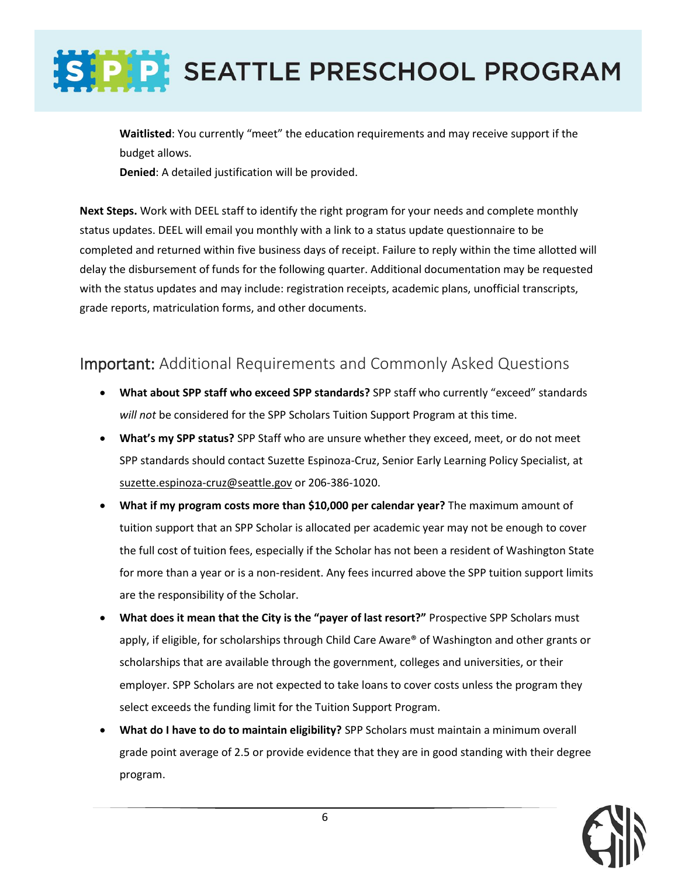**Waitlisted**: You currently "meet" the education requirements and may receive support if the budget allows.

**Denied**: A detailed justification will be provided.

**Next Steps.** Work with DEEL staff to identify the right program for your needs and complete monthly status updates. DEEL will email you monthly with a link to a status update questionnaire to be completed and returned within five business days of receipt. Failure to reply within the time allotted will delay the disbursement of funds for the following quarter. Additional documentation may be requested with the status updates and may include: registration receipts, academic plans, unofficial transcripts, grade reports, matriculation forms, and other documents.

## Important: Additional Requirements and Commonly Asked Questions

- **What about SPP staff who exceed SPP standards?** SPP staff who currently "exceed" standards *will not* be considered for the SPP Scholars Tuition Support Program at this time.
- **What's my SPP status?** SPP Staff who are unsure whether they exceed, meet, or do not meet SPP standards should contact Suzette Espinoza-Cruz, Senior Early Learning Policy Specialist, at suzette.espinoza-cruz@seattle.gov or 206-386-1020.
- **What if my program costs more than $10,000 per calendar year?** The maximum amount of tuition support that an SPP Scholar is allocated per academic year may not be enough to cover the full cost of tuition fees, especially if the Scholar has not been a resident of Washington State for more than a year or is a non-resident. Any fees incurred above the SPP tuition support limits are the responsibility of the Scholar.
- **What does it mean that the City is the "payer of last resort?"** Prospective SPP Scholars must apply, if eligible, for scholarships through Child Care Aware® of Washington and other grants or scholarships that are available through the government, colleges and universities, or their employer. SPP Scholars are not expected to take loans to cover costs unless the program they select exceeds the funding limit for the Tuition Support Program.
- **What do I have to do to maintain eligibility?** SPP Scholars must maintain a minimum overall grade point average of 2.5 or provide evidence that they are in good standing with their degree program.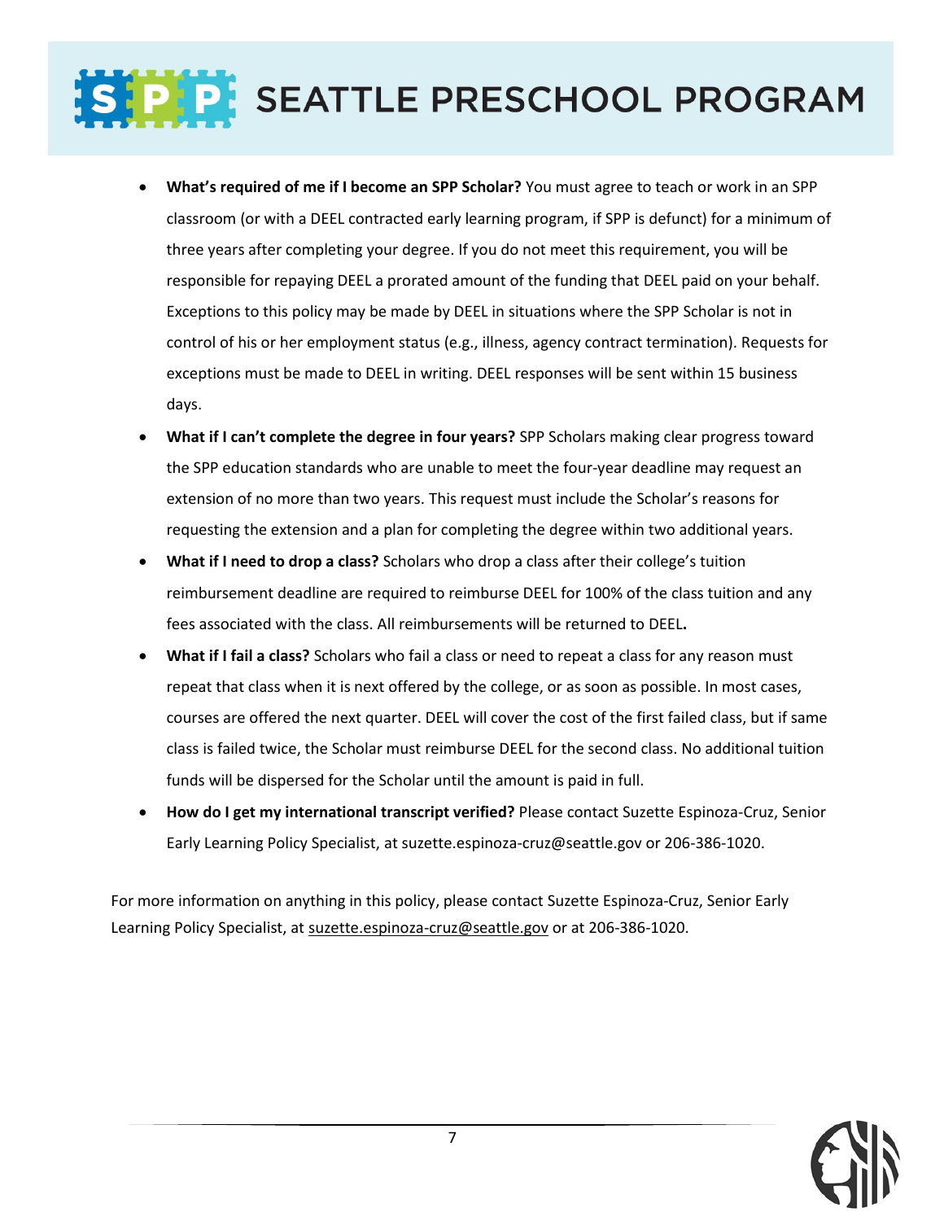- **What's required of me if I become an SPP Scholar?** You must agree to teach or work in an SPP classroom (or with a DEEL contracted early learning program, if SPP is defunct) for a minimum of three years after completing your degree. If you do not meet this requirement, you will be responsible for repaying DEEL a prorated amount of the funding that DEEL paid on your behalf. Exceptions to this policy may be made by DEEL in situations where the SPP Scholar is not in control of his or her employment status (e.g., illness, agency contract termination). Requests for exceptions must be made to DEEL in writing. DEEL responses will be sent within 15 business days.
- **What if I can't complete the degree in four years?** SPP Scholars making clear progress toward the SPP education standards who are unable to meet the four-year deadline may request an extension of no more than two years. This request must include the Scholar's reasons for requesting the extension and a plan for completing the degree within two additional years.
- **What if I need to drop a class?** Scholars who drop a class after their college's tuition reimbursement deadline are required to reimburse DEEL for 100% of the class tuition and any fees associated with the class. All reimbursements will be returned to DEEL.
- **What if I fail a class?** Scholars who fail a class or need to repeat a class for any reason must repeat that class when it is next offered by the college, or as soon as possible. In most cases, courses are offered the next quarter. DEEL will cover the cost of the first failed class, but if same class is failed twice, the Scholar must reimburse DEEL for the second class. No additional tuition funds will be dispersed for the Scholar until the amount is paid in full.
- **How do I get my international transcript verified?** Please contact Suzette Espinoza-Cruz, Senior Early Learning Policy Specialist, at suzette.espinoza-cruz@seattle.gov or 206-386-1020.

For more information on anything in this policy, please contact Suzette Espinoza-Cruz, Senior Early Learning Policy Specialist, at suzette.espinoza-cruz@seattle.gov or at 206-386-1020.